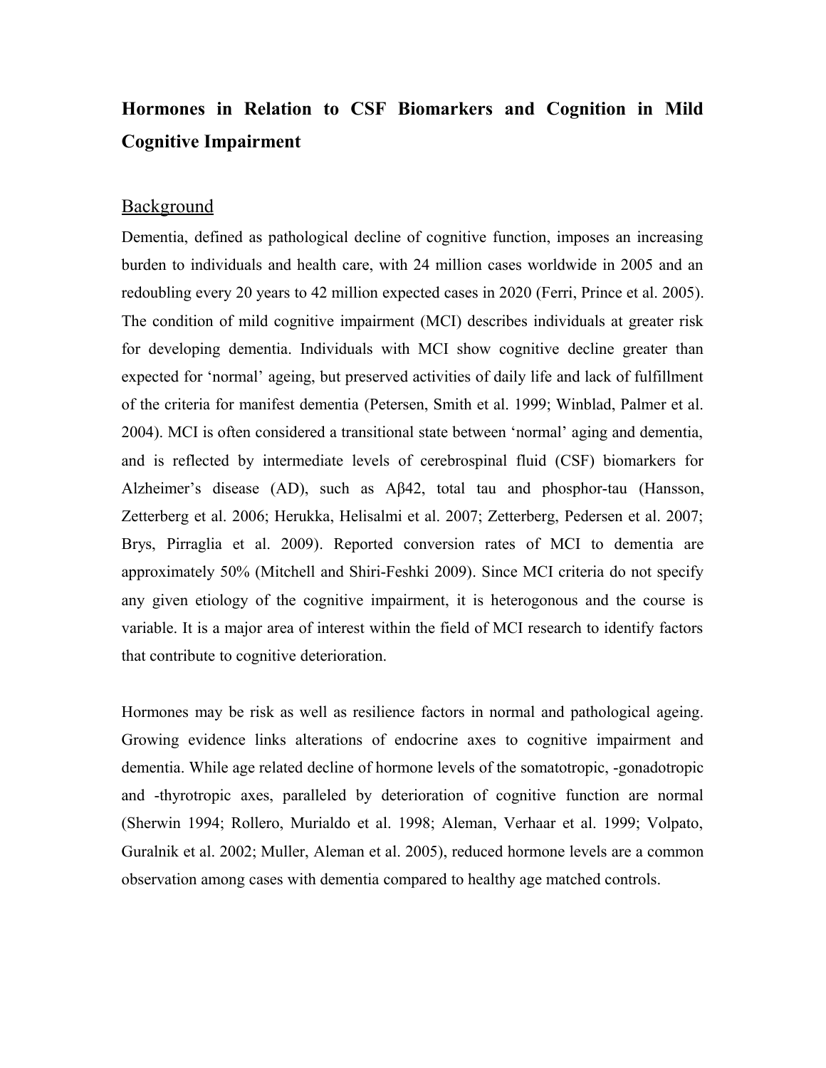# Hormones in Relation to CSF Biomarkers and Cognition in Mild Cognitive Impairment

## Background

Dementia, defined as pathological decline of cognitive function, imposes an increasing burden to individuals and health care, with 24 million cases worldwide in 2005 and an redoubling every 20 years to 42 million expected cases in 2020 (Ferri, Prince et al. 2005). The condition of mild cognitive impairment (MCI) describes individuals at greater risk for developing dementia. Individuals with MCI show cognitive decline greater than expected for 'normal' ageing, but preserved activities of daily life and lack of fulfillment of the criteria for manifest dementia (Petersen, Smith et al. 1999; Winblad, Palmer et al. 2004). MCI is often considered a transitional state between 'normal' aging and dementia, and is reflected by intermediate levels of cerebrospinal fluid (CSF) biomarkers for Alzheimer's disease (AD), such as Aβ42, total tau and phosphor-tau (Hansson, Zetterberg et al. 2006; Herukka, Helisalmi et al. 2007; Zetterberg, Pedersen et al. 2007; Brys, Pirraglia et al. 2009). Reported conversion rates of MCI to dementia are approximately 50% (Mitchell and Shiri-Feshki 2009). Since MCI criteria do not specify any given etiology of the cognitive impairment, it is heterogonous and the course is variable. It is a major area of interest within the field of MCI research to identify factors that contribute to cognitive deterioration.

Hormones may be risk as well as resilience factors in normal and pathological ageing. Growing evidence links alterations of endocrine axes to cognitive impairment and dementia. While age related decline of hormone levels of the somatotropic, -gonadotropic and -thyrotropic axes, paralleled by deterioration of cognitive function are normal (Sherwin 1994; Rollero, Murialdo et al. 1998; Aleman, Verhaar et al. 1999; Volpato, Guralnik et al. 2002; Muller, Aleman et al. 2005), reduced hormone levels are a common observation among cases with dementia compared to healthy age matched controls.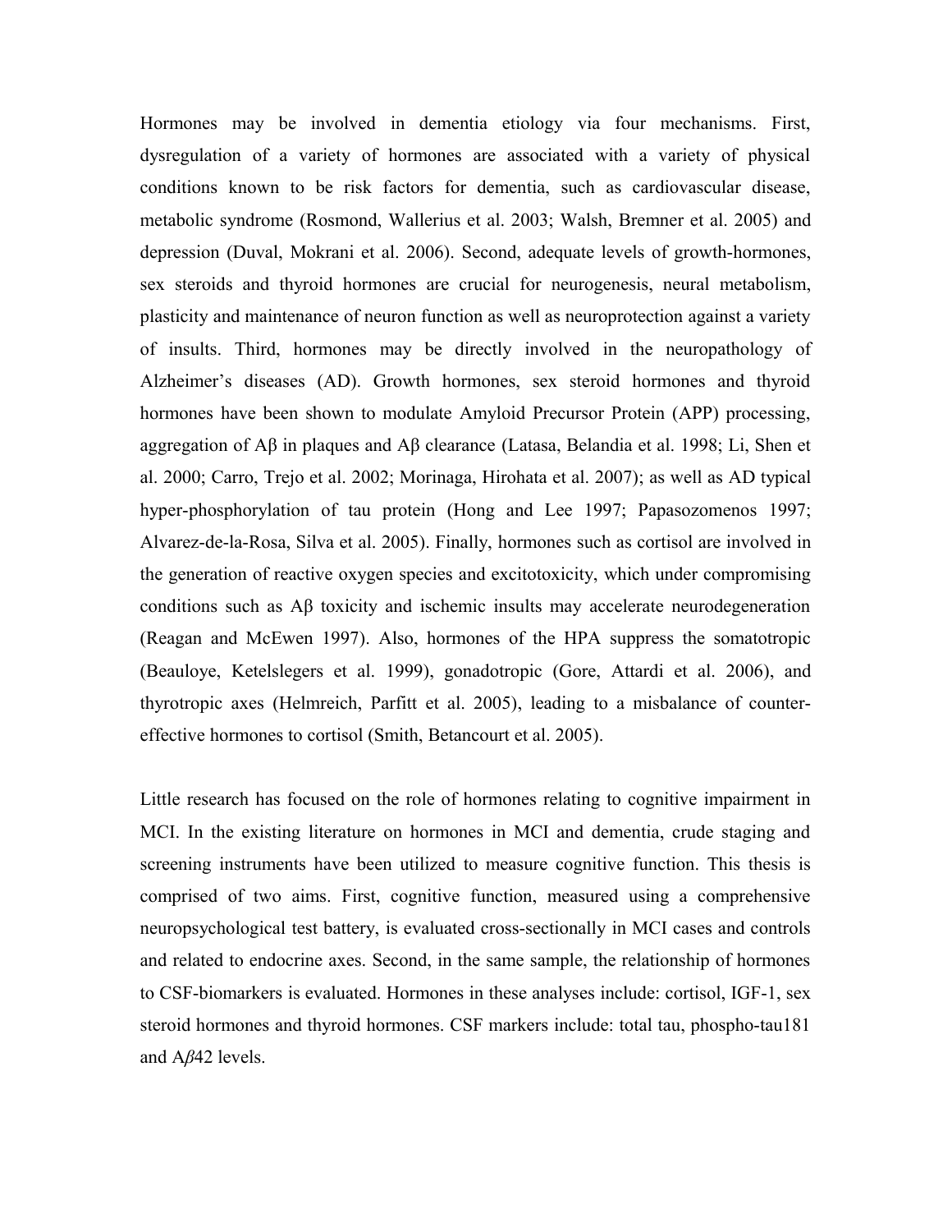Hormones may be involved in dementia etiology via four mechanisms. First, dysregulation of a variety of hormones are associated with a variety of physical conditions known to be risk factors for dementia, such as cardiovascular disease, metabolic syndrome (Rosmond, Wallerius et al. 2003; Walsh, Bremner et al. 2005) and depression (Duval, Mokrani et al. 2006). Second, adequate levels of growth-hormones, sex steroids and thyroid hormones are crucial for neurogenesis, neural metabolism, plasticity and maintenance of neuron function as well as neuroprotection against a variety of insults. Third, hormones may be directly involved in the neuropathology of Alzheimer's diseases (AD). Growth hormones, sex steroid hormones and thyroid hormones have been shown to modulate Amyloid Precursor Protein (APP) processing, aggregation of Aβ in plaques and Aβ clearance (Latasa, Belandia et al. 1998; Li, Shen et al. 2000; Carro, Trejo et al. 2002; Morinaga, Hirohata et al. 2007); as well as AD typical hyper-phosphorylation of tau protein (Hong and Lee 1997; Papasozomenos 1997; Alvarez-de-la-Rosa, Silva et al. 2005). Finally, hormones such as cortisol are involved in the generation of reactive oxygen species and excitotoxicity, which under compromising conditions such as Aβ toxicity and ischemic insults may accelerate neurodegeneration (Reagan and McEwen 1997). Also, hormones of the HPA suppress the somatotropic (Beauloye, Ketelslegers et al. 1999), gonadotropic (Gore, Attardi et al. 2006), and thyrotropic axes (Helmreich, Parfitt et al. 2005), leading to a misbalance of counter-effective hormones to cortisol (Smith, Betancourt et al. 2005).

Little research has focused on the role of hormones relating to cognitive impairment in MCI. In the existing literature on hormones in MCI and dementia, crude staging and screening instruments have been utilized to measure cognitive function. This thesis is comprised of two aims. First, cognitive function, measured using a comprehensive neuropsychological test battery, is evaluated cross-sectionally in MCI cases and controls and related to endocrine axes. Second, in the same sample, the relationship of hormones to CSF-biomarkers is evaluated. Hormones in these analyses include: cortisol, IGF-1, sex steroid hormones and thyroid hormones. CSF markers include: total tau, phospho-tau181 and A*β*42 levels.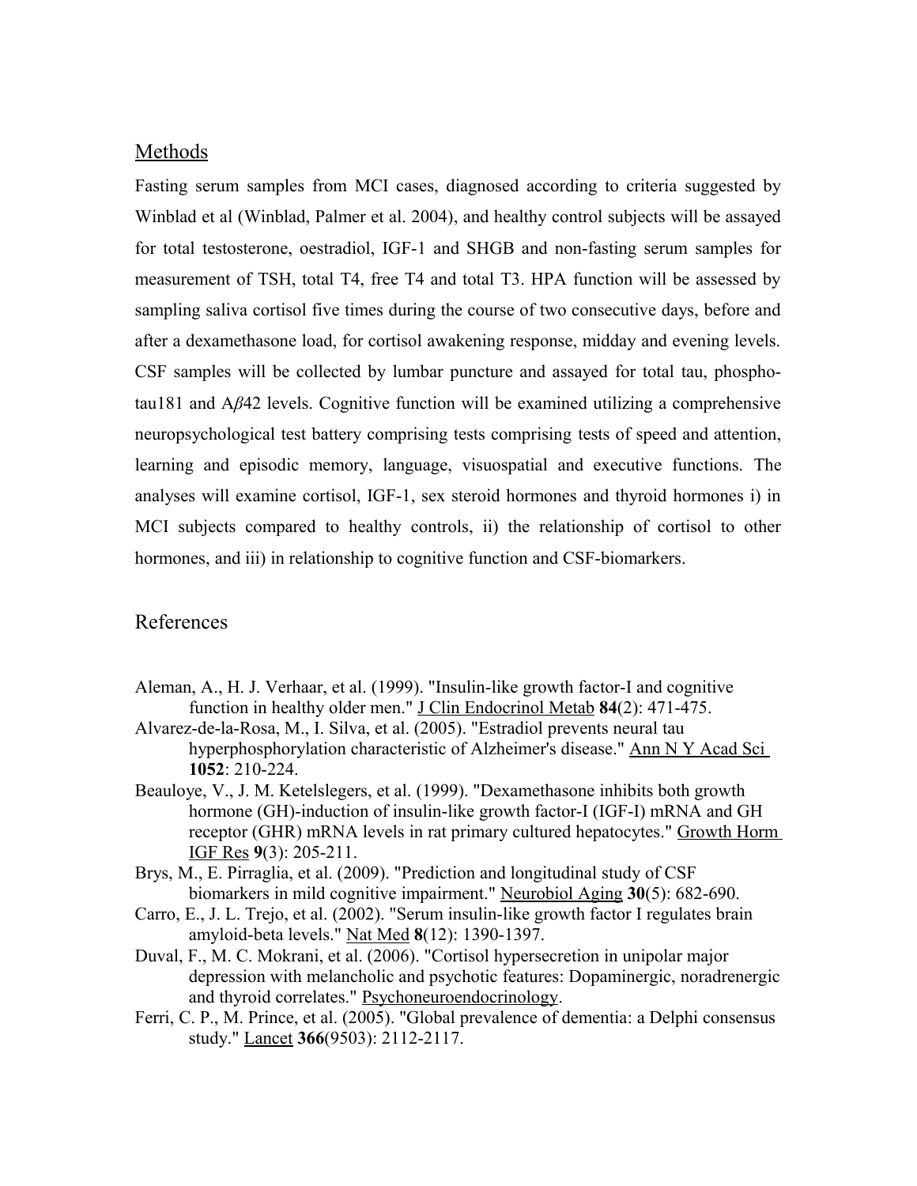## Methods

Fasting serum samples from MCI cases, diagnosed according to criteria suggested by Winblad et al (Winblad, Palmer et al. 2004), and healthy control subjects will be assayed for total testosterone, oestradiol, IGF-1 and SHGB and non-fasting serum samples for measurement of TSH, total T4, free T4 and total T3. HPA function will be assessed by sampling saliva cortisol five times during the course of two consecutive days, before and after a dexamethasone load, for cortisol awakening response, midday and evening levels. CSF samples will be collected by lumbar puncture and assayed for total tau, phospho-tau181 and A*β*42 levels. Cognitive function will be examined utilizing a comprehensive neuropsychological test battery comprising tests comprising tests of speed and attention, learning and episodic memory, language, visuospatial and executive functions. The analyses will examine cortisol, IGF-1, sex steroid hormones and thyroid hormones i) in MCI subjects compared to healthy controls, ii) the relationship of cortisol to other hormones, and iii) in relationship to cognitive function and CSF-biomarkers.

## References

Aleman, A., H. J. Verhaar, et al. (1999). "Insulin-like growth factor-I and cognitive function in healthy older men." J Clin Endocrinol Metab **84**(2): 471-475.

Alvarez-de-la-Rosa, M., I. Silva, et al. (2005). "Estradiol prevents neural tau hyperphosphorylation characteristic of Alzheimer's disease." Ann N Y Acad Sci **1052**: 210-224.

Beauloye, V., J. M. Ketelslegers, et al. (1999). "Dexamethasone inhibits both growth hormone (GH)-induction of insulin-like growth factor-I (IGF-I) mRNA and GH receptor (GHR) mRNA levels in rat primary cultured hepatocytes." Growth Horm IGF Res **9**(3): 205-211.

Brys, M., E. Pirraglia, et al. (2009). "Prediction and longitudinal study of CSF biomarkers in mild cognitive impairment." Neurobiol Aging **30**(5): 682-690.

Carro, E., J. L. Trejo, et al. (2002). "Serum insulin-like growth factor I regulates brain amyloid-beta levels." Nat Med **8**(12): 1390-1397.

Duval, F., M. C. Mokrani, et al. (2006). "Cortisol hypersecretion in unipolar major depression with melancholic and psychotic features: Dopaminergic, noradrenergic and thyroid correlates." Psychoneuroendocrinology.

Ferri, C. P., M. Prince, et al. (2005). "Global prevalence of dementia: a Delphi consensus study." Lancet **366**(9503): 2112-2117.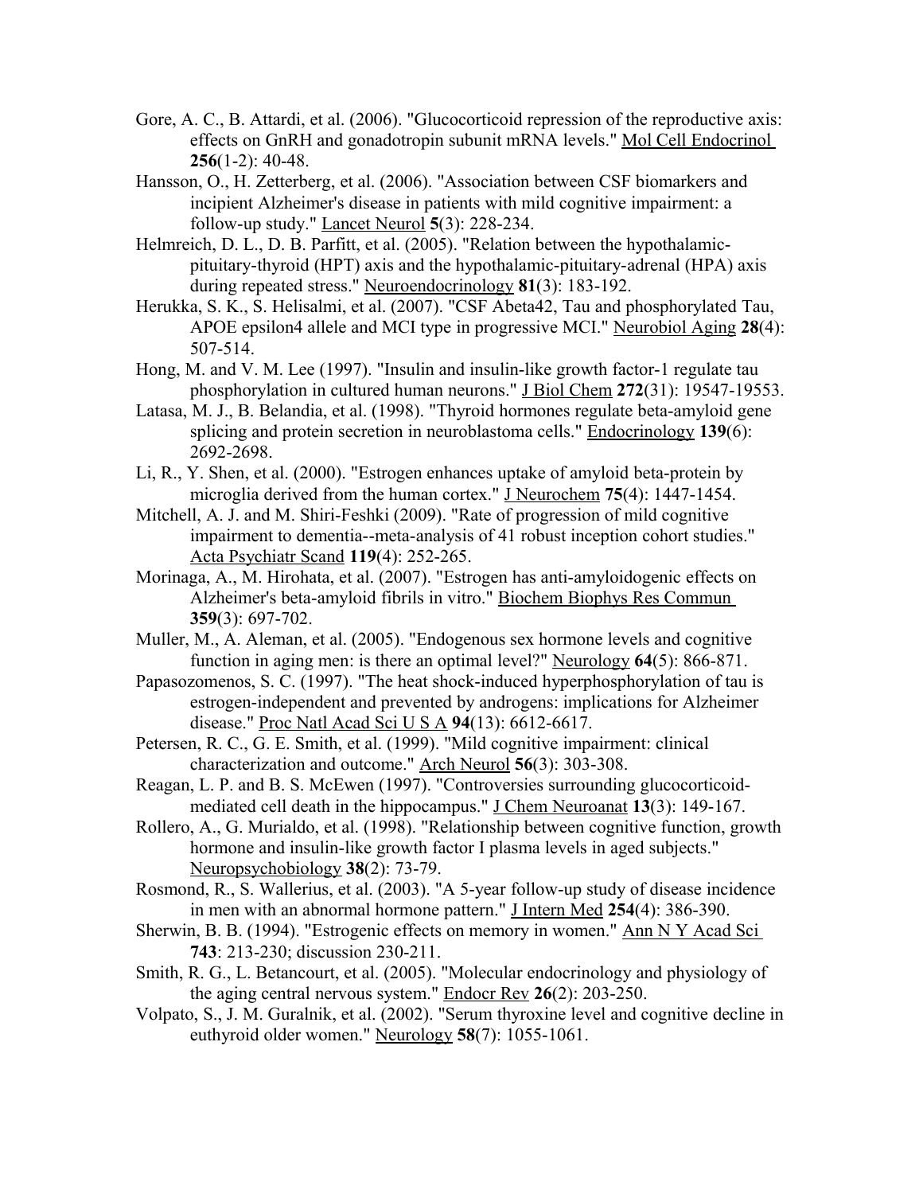Gore, A. C., B. Attardi, et al. (2006). "Glucocorticoid repression of the reproductive axis: effects on GnRH and gonadotropin subunit mRNA levels." Mol Cell Endocrinol **256**(1-2): 40-48.

Hansson, O., H. Zetterberg, et al. (2006). "Association between CSF biomarkers and incipient Alzheimer's disease in patients with mild cognitive impairment: a follow-up study." Lancet Neurol **5**(3): 228-234.

Helmreich, D. L., D. B. Parfitt, et al. (2005). "Relation between the hypothalamic-pituitary-thyroid (HPT) axis and the hypothalamic-pituitary-adrenal (HPA) axis during repeated stress." Neuroendocrinology **81**(3): 183-192.

Herukka, S. K., S. Helisalmi, et al. (2007). "CSF Abeta42, Tau and phosphorylated Tau, APOE epsilon4 allele and MCI type in progressive MCI." Neurobiol Aging **28**(4): 507-514.

Hong, M. and V. M. Lee (1997). "Insulin and insulin-like growth factor-1 regulate tau phosphorylation in cultured human neurons." J Biol Chem **272**(31): 19547-19553.

Latasa, M. J., B. Belandia, et al. (1998). "Thyroid hormones regulate beta-amyloid gene splicing and protein secretion in neuroblastoma cells." Endocrinology **139**(6): 2692-2698.

Li, R., Y. Shen, et al. (2000). "Estrogen enhances uptake of amyloid beta-protein by microglia derived from the human cortex." J Neurochem **75**(4): 1447-1454.

Mitchell, A. J. and M. Shiri-Feshki (2009). "Rate of progression of mild cognitive impairment to dementia--meta-analysis of 41 robust inception cohort studies." Acta Psychiatr Scand **119**(4): 252-265.

Morinaga, A., M. Hirohata, et al. (2007). "Estrogen has anti-amyloidogenic effects on Alzheimer's beta-amyloid fibrils in vitro." Biochem Biophys Res Commun **359**(3): 697-702.

Muller, M., A. Aleman, et al. (2005). "Endogenous sex hormone levels and cognitive function in aging men: is there an optimal level?" Neurology **64**(5): 866-871.

Papasozomenos, S. C. (1997). "The heat shock-induced hyperphosphorylation of tau is estrogen-independent and prevented by androgens: implications for Alzheimer disease." Proc Natl Acad Sci U S A **94**(13): 6612-6617.

Petersen, R. C., G. E. Smith, et al. (1999). "Mild cognitive impairment: clinical characterization and outcome." Arch Neurol **56**(3): 303-308.

Reagan, L. P. and B. S. McEwen (1997). "Controversies surrounding glucocorticoid-mediated cell death in the hippocampus." J Chem Neuroanat **13**(3): 149-167.

Rollero, A., G. Murialdo, et al. (1998). "Relationship between cognitive function, growth hormone and insulin-like growth factor I plasma levels in aged subjects." Neuropsychobiology **38**(2): 73-79.

Rosmond, R., S. Wallerius, et al. (2003). "A 5-year follow-up study of disease incidence in men with an abnormal hormone pattern." J Intern Med **254**(4): 386-390.

Sherwin, B. B. (1994). "Estrogenic effects on memory in women." Ann N Y Acad Sci **743**: 213-230; discussion 230-211.

Smith, R. G., L. Betancourt, et al. (2005). "Molecular endocrinology and physiology of the aging central nervous system." Endocr Rev **26**(2): 203-250.

Volpato, S., J. M. Guralnik, et al. (2002). "Serum thyroxine level and cognitive decline in euthyroid older women." Neurology **58**(7): 1055-1061.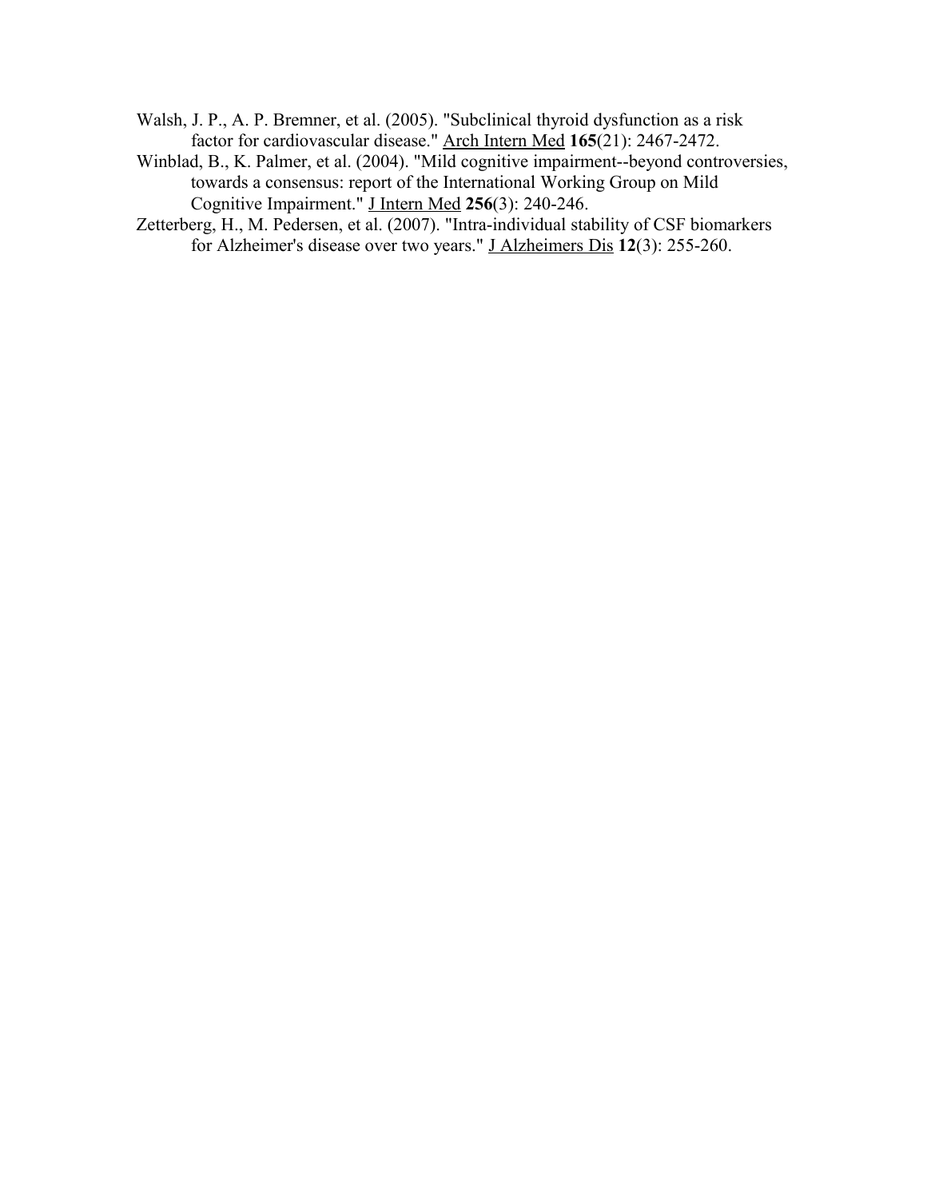Walsh, J. P., A. P. Bremner, et al. (2005). "Subclinical thyroid dysfunction as a risk factor for cardiovascular disease." Arch Intern Med **165**(21): 2467-2472.

Winblad, B., K. Palmer, et al. (2004). "Mild cognitive impairment--beyond controversies, towards a consensus: report of the International Working Group on Mild Cognitive Impairment." J Intern Med **256**(3): 240-246.

Zetterberg, H., M. Pedersen, et al. (2007). "Intra-individual stability of CSF biomarkers for Alzheimer's disease over two years." J Alzheimers Dis **12**(3): 255-260.